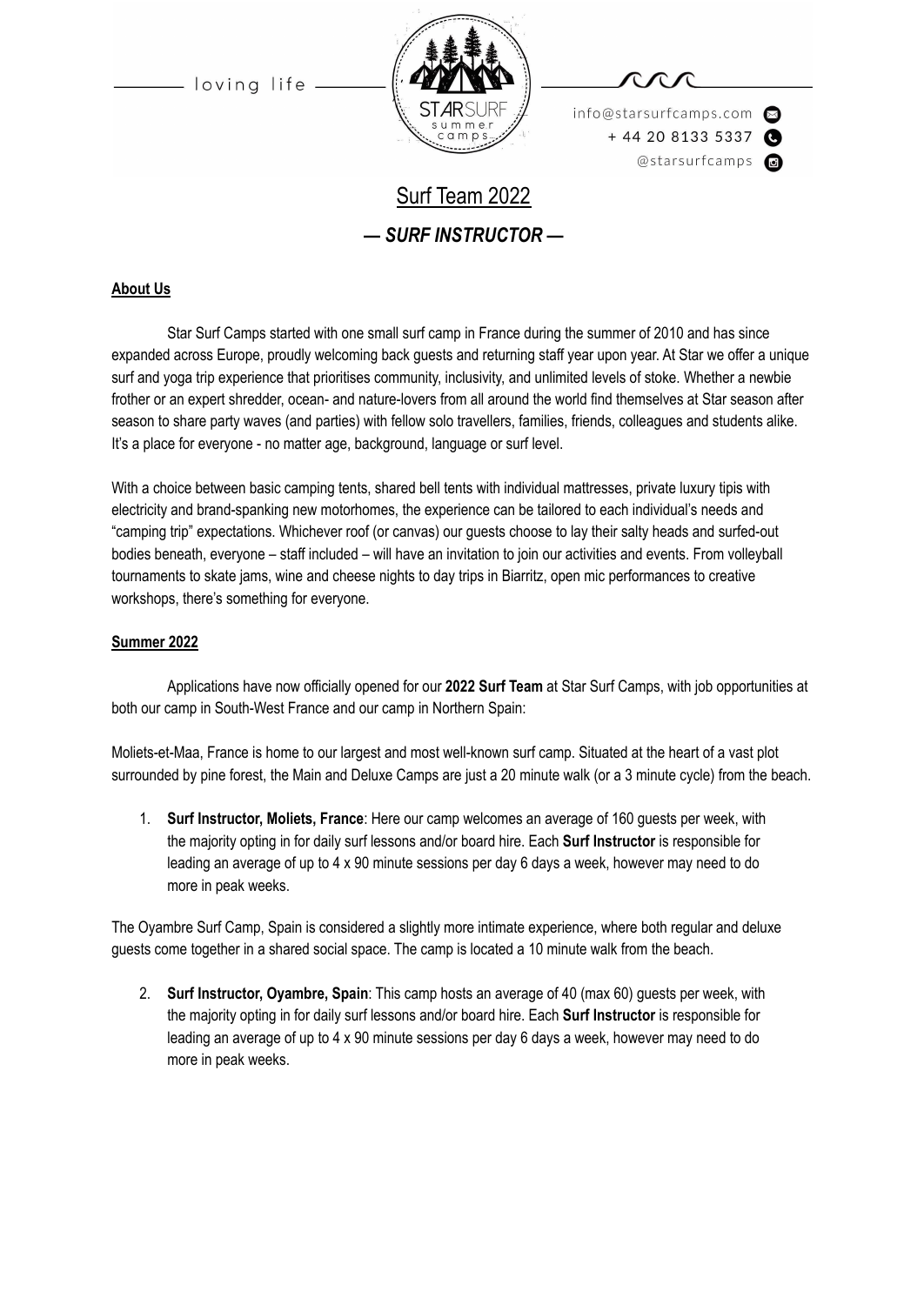loving life

STARSURF summer camps

info@starsurfcamps.com
+ 44 20 8133 5337
@starsurfcamps

# Surf Team 2022

## *— SURF INSTRUCTOR —*

### About Us

Star Surf Camps started with one small surf camp in France during the summer of 2010 and has since expanded across Europe, proudly welcoming back guests and returning staff year upon year. At Star we offer a unique surf and yoga trip experience that prioritises community, inclusivity, and unlimited levels of stoke. Whether a newbie frother or an expert shredder, ocean- and nature-lovers from all around the world find themselves at Star season after season to share party waves (and parties) with fellow solo travellers, families, friends, colleagues and students alike. It's a place for everyone - no matter age, background, language or surf level.

With a choice between basic camping tents, shared bell tents with individual mattresses, private luxury tipis with electricity and brand-spanking new motorhomes, the experience can be tailored to each individual's needs and "camping trip" expectations. Whichever roof (or canvas) our guests choose to lay their salty heads and surfed-out bodies beneath, everyone – staff included – will have an invitation to join our activities and events. From volleyball tournaments to skate jams, wine and cheese nights to day trips in Biarritz, open mic performances to creative workshops, there's something for everyone.

### Summer 2022

Applications have now officially opened for our **2022 Surf Team** at Star Surf Camps, with job opportunities at both our camp in South-West France and our camp in Northern Spain:

Moliets-et-Maa, France is home to our largest and most well-known surf camp. Situated at the heart of a vast plot surrounded by pine forest, the Main and Deluxe Camps are just a 20 minute walk (or a 3 minute cycle) from the beach.

1. **Surf Instructor, Moliets, France**: Here our camp welcomes an average of 160 guests per week, with the majority opting in for daily surf lessons and/or board hire. Each **Surf Instructor** is responsible for leading an average of up to 4 x 90 minute sessions per day 6 days a week, however may need to do more in peak weeks.

The Oyambre Surf Camp, Spain is considered a slightly more intimate experience, where both regular and deluxe guests come together in a shared social space. The camp is located a 10 minute walk from the beach.

2. **Surf Instructor, Oyambre, Spain**: This camp hosts an average of 40 (max 60) guests per week, with the majority opting in for daily surf lessons and/or board hire. Each **Surf Instructor** is responsible for leading an average of up to 4 x 90 minute sessions per day 6 days a week, however may need to do more in peak weeks.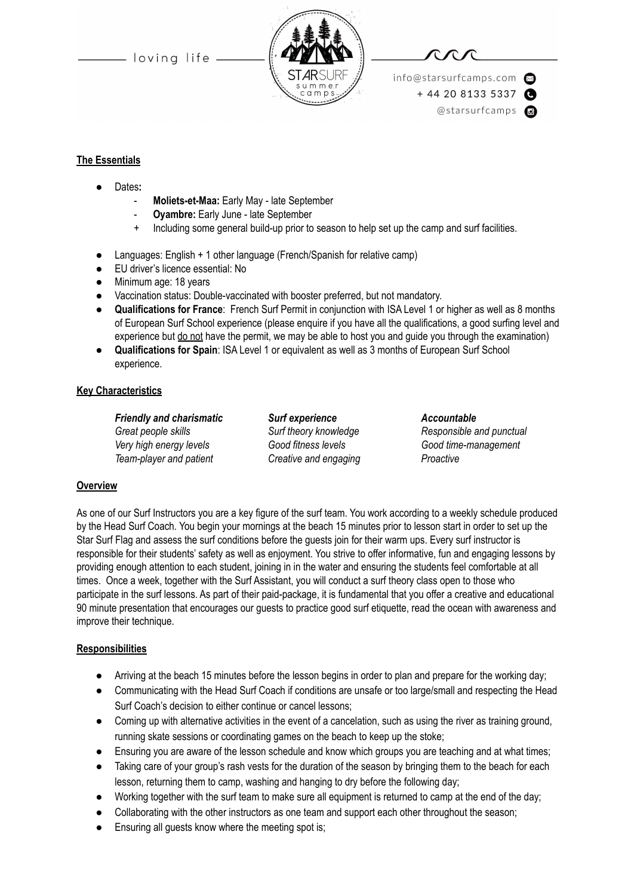**The Essentials**

- Dates**:**
    - **Moliets-et-Maa:** Early May - late September
    - **Oyambre:** Early June - late September
    - Including some general build-up prior to season to help set up the camp and surf facilities.
- Languages: English + 1 other language (French/Spanish for relative camp)
- EU driver's licence essential: No
- Minimum age: 18 years
- Vaccination status: Double-vaccinated with booster preferred, but not mandatory.
- **Qualifications for France**: French Surf Permit in conjunction with ISA Level 1 or higher as well as 8 months of European Surf School experience (please enquire if you have all the qualifications, a good surfing level and experience but <u>do not</u> have the permit, we may be able to host you and guide you through the examination)
- **Qualifications for Spain**: ISA Level 1 or equivalent as well as 3 months of European Surf School experience.

**Key Characteristics**

| ***Friendly and charismatic*** | ***Surf experience*** | ***Accountable*** |
|---|---|---|
| *Great people skills* | *Surf theory knowledge* | *Responsible and punctual* |
| *Very high energy levels* | *Good fitness levels* | *Good time-management* |
| *Team-player and patient* | *Creative and engaging* | *Proactive* |

**Overview**

As one of our Surf Instructors you are a key figure of the surf team. You work according to a weekly schedule produced by the Head Surf Coach. You begin your mornings at the beach 15 minutes prior to lesson start in order to set up the Star Surf Flag and assess the surf conditions before the guests join for their warm ups. Every surf instructor is responsible for their students' safety as well as enjoyment. You strive to offer informative, fun and engaging lessons by providing enough attention to each student, joining in in the water and ensuring the students feel comfortable at all times. Once a week, together with the Surf Assistant, you will conduct a surf theory class open to those who participate in the surf lessons. As part of their paid-package, it is fundamental that you offer a creative and educational 90 minute presentation that encourages our guests to practice good surf etiquette, read the ocean with awareness and improve their technique.

**Responsibilities**

- Arriving at the beach 15 minutes before the lesson begins in order to plan and prepare for the working day;
- Communicating with the Head Surf Coach if conditions are unsafe or too large/small and respecting the Head Surf Coach's decision to either continue or cancel lessons;
- Coming up with alternative activities in the event of a cancelation, such as using the river as training ground, running skate sessions or coordinating games on the beach to keep up the stoke;
- Ensuring you are aware of the lesson schedule and know which groups you are teaching and at what times;
- Taking care of your group's rash vests for the duration of the season by bringing them to the beach for each lesson, returning them to camp, washing and hanging to dry before the following day;
- Working together with the surf team to make sure all equipment is returned to camp at the end of the day;
- Collaborating with the other instructors as one team and support each other throughout the season;
- Ensuring all guests know where the meeting spot is;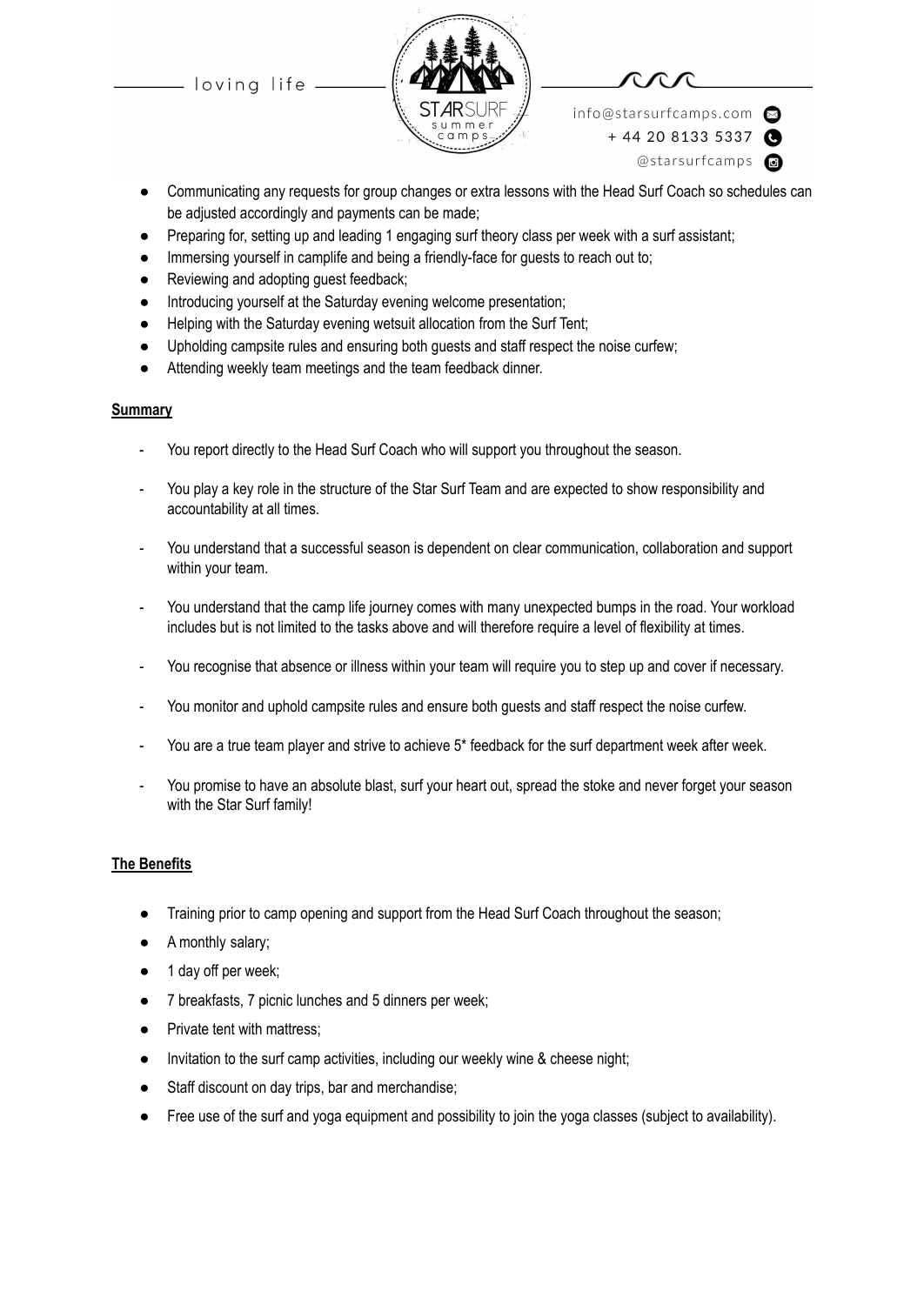- Communicating any requests for group changes or extra lessons with the Head Surf Coach so schedules can be adjusted accordingly and payments can be made;
- Preparing for, setting up and leading 1 engaging surf theory class per week with a surf assistant;
- Immersing yourself in camplife and being a friendly-face for guests to reach out to;
- Reviewing and adopting guest feedback;
- Introducing yourself at the Saturday evening welcome presentation;
- Helping with the Saturday evening wetsuit allocation from the Surf Tent;
- Upholding campsite rules and ensuring both guests and staff respect the noise curfew;
- Attending weekly team meetings and the team feedback dinner.

**Summary**

- You report directly to the Head Surf Coach who will support you throughout the season.
- You play a key role in the structure of the Star Surf Team and are expected to show responsibility and accountability at all times.
- You understand that a successful season is dependent on clear communication, collaboration and support within your team.
- You understand that the camp life journey comes with many unexpected bumps in the road. Your workload includes but is not limited to the tasks above and will therefore require a level of flexibility at times.
- You recognise that absence or illness within your team will require you to step up and cover if necessary.
- You monitor and uphold campsite rules and ensure both guests and staff respect the noise curfew.
- You are a true team player and strive to achieve 5* feedback for the surf department week after week.
- You promise to have an absolute blast, surf your heart out, spread the stoke and never forget your season with the Star Surf family!

**The Benefits**

- Training prior to camp opening and support from the Head Surf Coach throughout the season;
- A monthly salary;
- 1 day off per week;
- 7 breakfasts, 7 picnic lunches and 5 dinners per week;
- Private tent with mattress;
- Invitation to the surf camp activities, including our weekly wine & cheese night;
- Staff discount on day trips, bar and merchandise;
- Free use of the surf and yoga equipment and possibility to join the yoga classes (subject to availability).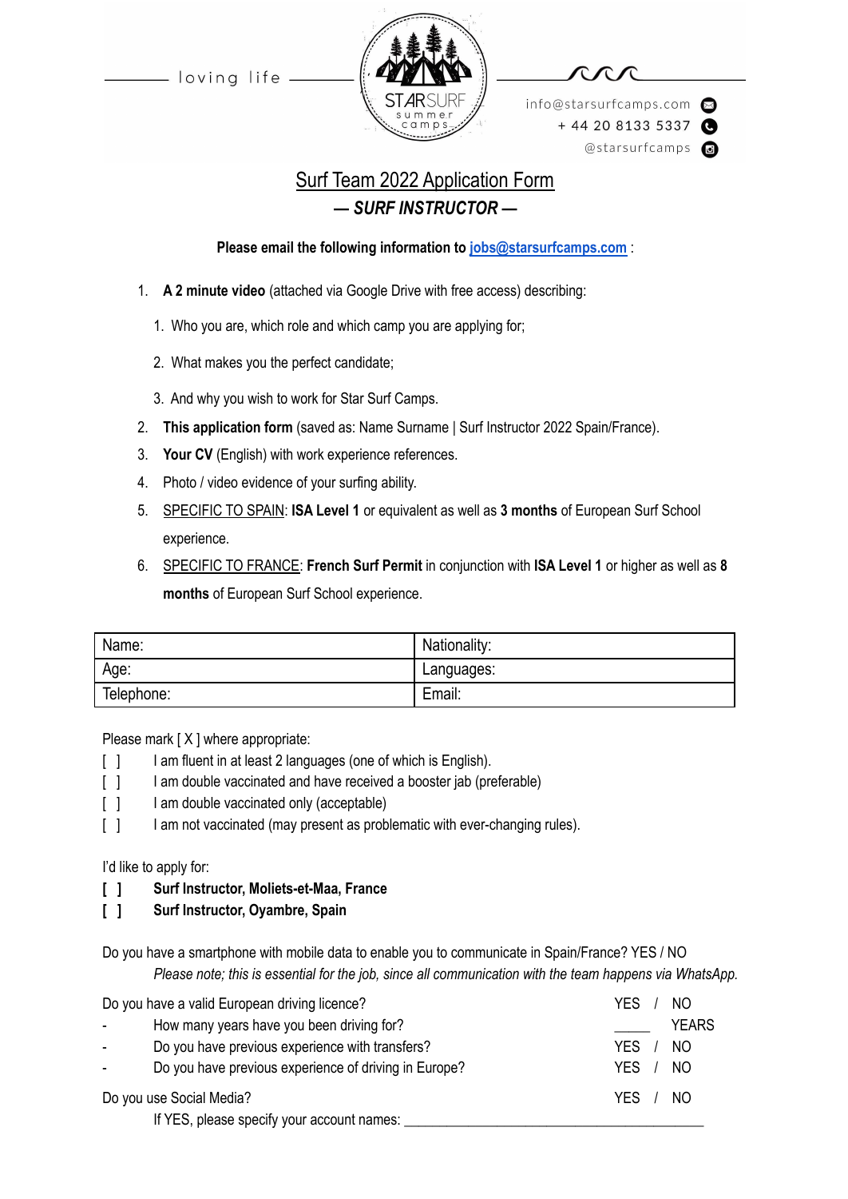loving life

STARSURF summer camps

info@starsurfcamps.com
+ 44 20 8133 5337
@starsurfcamps

# Surf Team 2022 Application Form

## *— SURF INSTRUCTOR —*

**Please email the following information to [jobs@starsurfcamps.com](mailto:jobs@starsurfcamps.com) :**

1. **A 2 minute video** (attached via Google Drive with free access) describing:
   1. Who you are, which role and which camp you are applying for;
   2. What makes you the perfect candidate;
   3. And why you wish to work for Star Surf Camps.
2. **This application form** (saved as: Name Surname | Surf Instructor 2022 Spain/France).
3. **Your CV** (English) with work experience references.
4. Photo / video evidence of your surfing ability.
5. SPECIFIC TO SPAIN: **ISA Level 1** or equivalent as well as **3 months** of European Surf School experience.
6. SPECIFIC TO FRANCE: **French Surf Permit** in conjunction with **ISA Level 1** or higher as well as **8 months** of European Surf School experience.

| Name: | Nationality: |
|---|---|
| Age: | Languages: |
| Telephone: | Email: |

Please mark [ X ] where appropriate:

[ ] I am fluent in at least 2 languages (one of which is English).
[ ] I am double vaccinated and have received a booster jab (preferable)
[ ] I am double vaccinated only (acceptable)
[ ] I am not vaccinated (may present as problematic with ever-changing rules).

I'd like to apply for:

**[ ] Surf Instructor, Moliets-et-Maa, France**
**[ ] Surf Instructor, Oyambre, Spain**

Do you have a smartphone with mobile data to enable you to communicate in Spain/France? YES / NO
*Please note; this is essential for the job, since all communication with the team happens via WhatsApp.*

Do you have a valid European driving licence? YES / NO
- How many years have you been driving for? _____ YEARS
- Do you have previous experience with transfers? YES / NO
- Do you have previous experience of driving in Europe? YES / NO

Do you use Social Media? YES / NO
If YES, please specify your account names: ________________________________________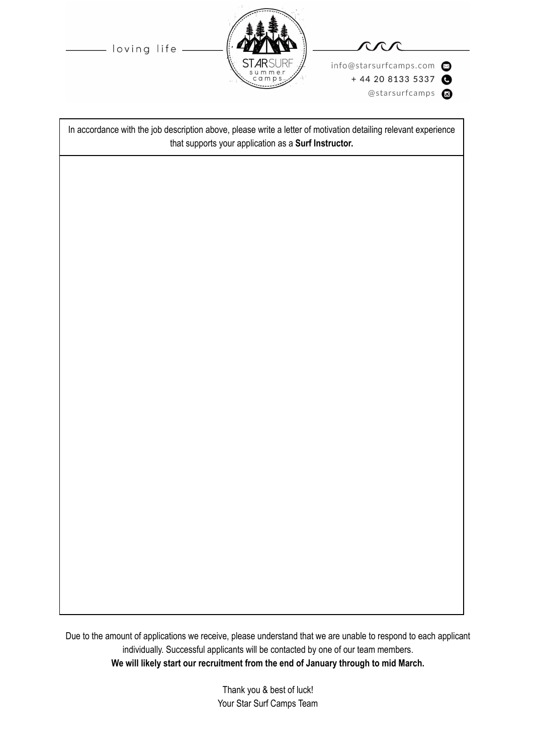loving life

STARSURF summer camps

info@starsurfcamps.com
+ 44 20 8133 5337
@starsurfcamps

| In accordance with the job description above, please write a letter of motivation detailing relevant experience that supports your application as a **Surf Instructor.** |
| --- |
| |

Due to the amount of applications we receive, please understand that we are unable to respond to each applicant individually. Successful applicants will be contacted by one of our team members.

**We will likely start our recruitment from the end of January through to mid March.**

Thank you & best of luck!
Your Star Surf Camps Team